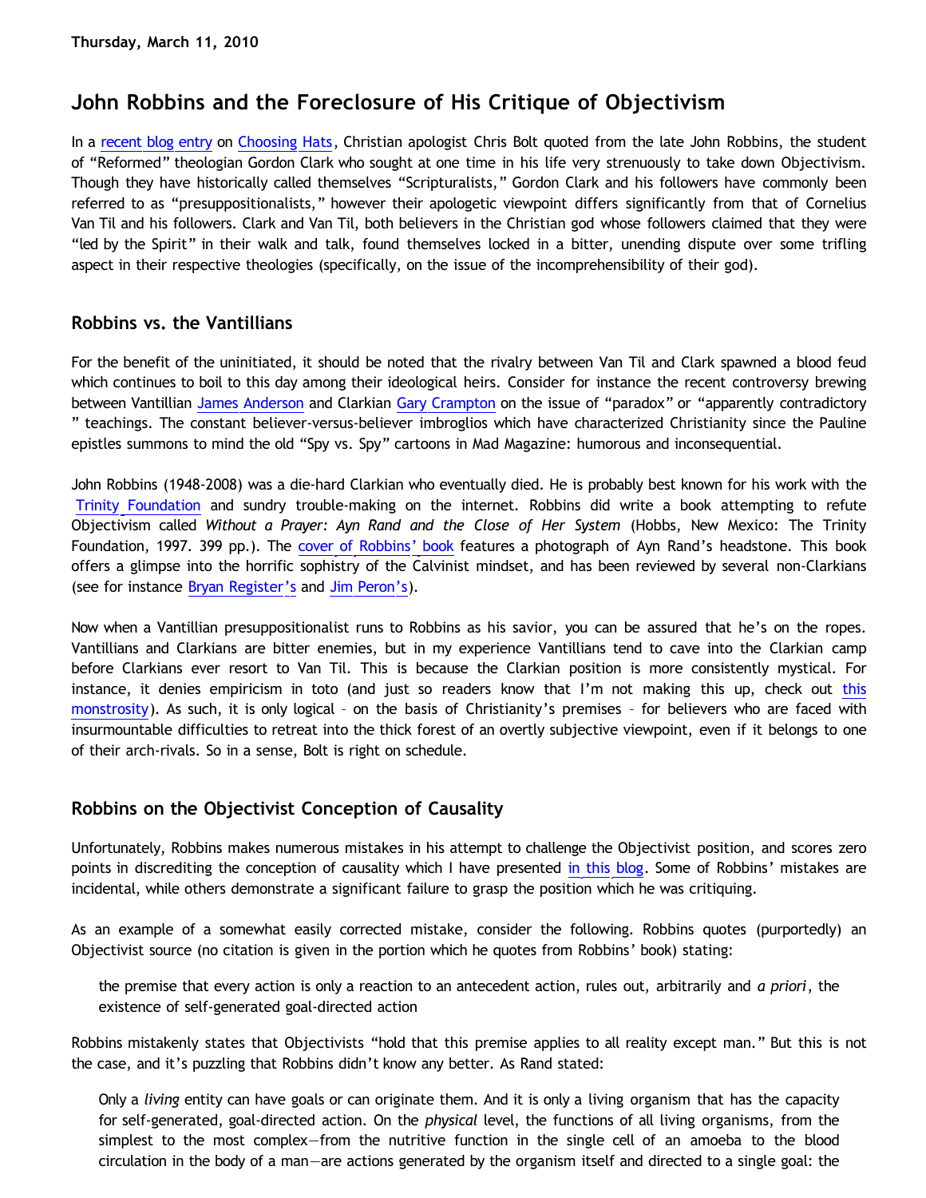Thursday, March 11, 2010

# John Robbins and the Foreclosure of His Critique of Objectivism

In a recent blog entry on Choosing Hats, Christian apologist Chris Bolt quoted from the late John Robbins, the student of "Reformed" theologian Gordon Clark who sought at one time in his life very strenuously to take down Objectivism. Though they have historically called themselves "Scripturalists," Gordon Clark and his followers have commonly been referred to as "presuppositionalists," however their apologetic viewpoint differs significantly from that of Cornelius Van Til and his followers. Clark and Van Til, both believers in the Christian god whose followers claimed that they were "led by the Spirit" in their walk and talk, found themselves locked in a bitter, unending dispute over some trifling aspect in their respective theologies (specifically, on the issue of the incomprehensibility of their god).

## Robbins vs. the Vantillians

For the benefit of the uninitiated, it should be noted that the rivalry between Van Til and Clark spawned a blood feud which continues to boil to this day among their ideological heirs. Consider for instance the recent controversy brewing between Vantillian James Anderson and Clarkian Gary Crampton on the issue of "paradox" or "apparently contradictory " teachings. The constant believer-versus-believer imbroglios which have characterized Christianity since the Pauline epistles summons to mind the old "Spy vs. Spy" cartoons in Mad Magazine: humorous and inconsequential.

John Robbins (1948-2008) was a die-hard Clarkian who eventually died. He is probably best known for his work with the Trinity Foundation and sundry trouble-making on the internet. Robbins did write a book attempting to refute Objectivism called *Without a Prayer: Ayn Rand and the Close of Her System* (Hobbs, New Mexico: The Trinity Foundation, 1997. 399 pp.). The cover of Robbins' book features a photograph of Ayn Rand's headstone. This book offers a glimpse into the horrific sophistry of the Calvinist mindset, and has been reviewed by several non-Clarkians (see for instance Bryan Register's and Jim Peron's).

Now when a Vantillian presuppositionalist runs to Robbins as his savior, you can be assured that he's on the ropes. Vantillians and Clarkians are bitter enemies, but in my experience Vantillians tend to cave into the Clarkian camp before Clarkians ever resort to Van Til. This is because the Clarkian position is more consistently mystical. For instance, it denies empiricism in toto (and just so readers know that I'm not making this up, check out this monstrosity). As such, it is only logical – on the basis of Christianity's premises – for believers who are faced with insurmountable difficulties to retreat into the thick forest of an overtly subjective viewpoint, even if it belongs to one of their arch-rivals. So in a sense, Bolt is right on schedule.

## Robbins on the Objectivist Conception of Causality

Unfortunately, Robbins makes numerous mistakes in his attempt to challenge the Objectivist position, and scores zero points in discrediting the conception of causality which I have presented in this blog. Some of Robbins' mistakes are incidental, while others demonstrate a significant failure to grasp the position which he was critiquing.

As an example of a somewhat easily corrected mistake, consider the following. Robbins quotes (purportedly) an Objectivist source (no citation is given in the portion which he quotes from Robbins' book) stating:

> the premise that every action is only a reaction to an antecedent action, rules out, arbitrarily and *a priori*, the existence of self-generated goal-directed action

Robbins mistakenly states that Objectivists "hold that this premise applies to all reality except man." But this is not the case, and it's puzzling that Robbins didn't know any better. As Rand stated:

> Only a *living* entity can have goals or can originate them. And it is only a living organism that has the capacity for self-generated, goal-directed action. On the *physical* level, the functions of all living organisms, from the simplest to the most complex—from the nutritive function in the single cell of an amoeba to the blood circulation in the body of a man—are actions generated by the organism itself and directed to a single goal: the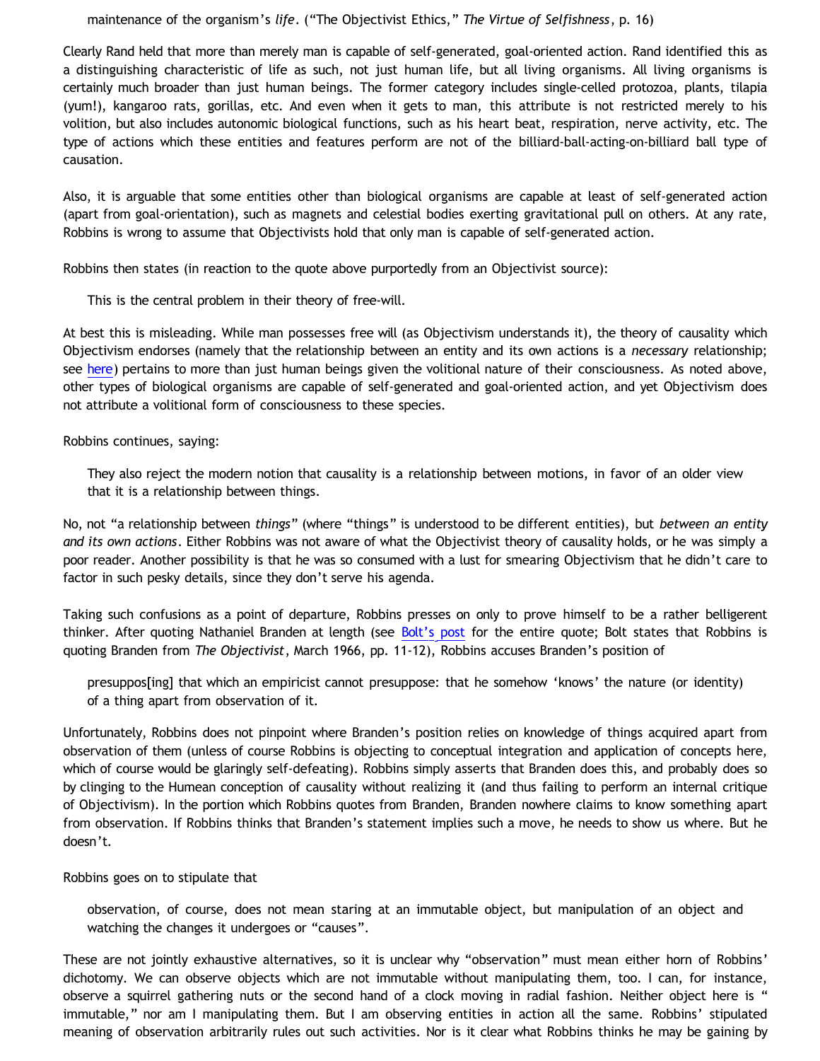> maintenance of the organism's *life*. ("The Objectivist Ethics," *The Virtue of Selfishness*, p. 16)

Clearly Rand held that more than merely man is capable of self-generated, goal-oriented action. Rand identified this as a distinguishing characteristic of life as such, not just human life, but all living organisms. All living organisms is certainly much broader than just human beings. The former category includes single-celled protozoa, plants, tilapia (yum!), kangaroo rats, gorillas, etc. And even when it gets to man, this attribute is not restricted merely to his volition, but also includes autonomic biological functions, such as his heart beat, respiration, nerve activity, etc. The type of actions which these entities and features perform are not of the billiard-ball-acting-on-billiard ball type of causation.

Also, it is arguable that some entities other than biological organisms are capable at least of self-generated action (apart from goal-orientation), such as magnets and celestial bodies exerting gravitational pull on others. At any rate, Robbins is wrong to assume that Objectivists hold that only man is capable of self-generated action.

Robbins then states (in reaction to the quote above purportedly from an Objectivist source):

> This is the central problem in their theory of free-will.

At best this is misleading. While man possesses free will (as Objectivism understands it), the theory of causality which Objectivism endorses (namely that the relationship between an entity and its own actions is a *necessary* relationship; see here) pertains to more than just human beings given the volitional nature of their consciousness. As noted above, other types of biological organisms are capable of self-generated and goal-oriented action, and yet Objectivism does not attribute a volitional form of consciousness to these species.

Robbins continues, saying:

> They also reject the modern notion that causality is a relationship between motions, in favor of an older view that it is a relationship between things.

No, not "a relationship between *things*" (where "things" is understood to be different entities), but *between an entity and its own actions*. Either Robbins was not aware of what the Objectivist theory of causality holds, or he was simply a poor reader. Another possibility is that he was so consumed with a lust for smearing Objectivism that he didn't care to factor in such pesky details, since they don't serve his agenda.

Taking such confusions as a point of departure, Robbins presses on only to prove himself to be a rather belligerent thinker. After quoting Nathaniel Branden at length (see Bolt's post for the entire quote; Bolt states that Robbins is quoting Branden from *The Objectivist*, March 1966, pp. 11-12), Robbins accuses Branden's position of

> presuppos[ing] that which an empiricist cannot presuppose: that he somehow 'knows' the nature (or identity) of a thing apart from observation of it.

Unfortunately, Robbins does not pinpoint where Branden's position relies on knowledge of things acquired apart from observation of them (unless of course Robbins is objecting to conceptual integration and application of concepts here, which of course would be glaringly self-defeating). Robbins simply asserts that Branden does this, and probably does so by clinging to the Humean conception of causality without realizing it (and thus failing to perform an internal critique of Objectivism). In the portion which Robbins quotes from Branden, Branden nowhere claims to know something apart from observation. If Robbins thinks that Branden's statement implies such a move, he needs to show us where. But he doesn't.

Robbins goes on to stipulate that

> observation, of course, does not mean staring at an immutable object, but manipulation of an object and watching the changes it undergoes or "causes".

These are not jointly exhaustive alternatives, so it is unclear why "observation" must mean either horn of Robbins' dichotomy. We can observe objects which are not immutable without manipulating them, too. I can, for instance, observe a squirrel gathering nuts or the second hand of a clock moving in radial fashion. Neither object here is "immutable," nor am I manipulating them. But I am observing entities in action all the same. Robbins' stipulated meaning of observation arbitrarily rules out such activities. Nor is it clear what Robbins thinks he may be gaining by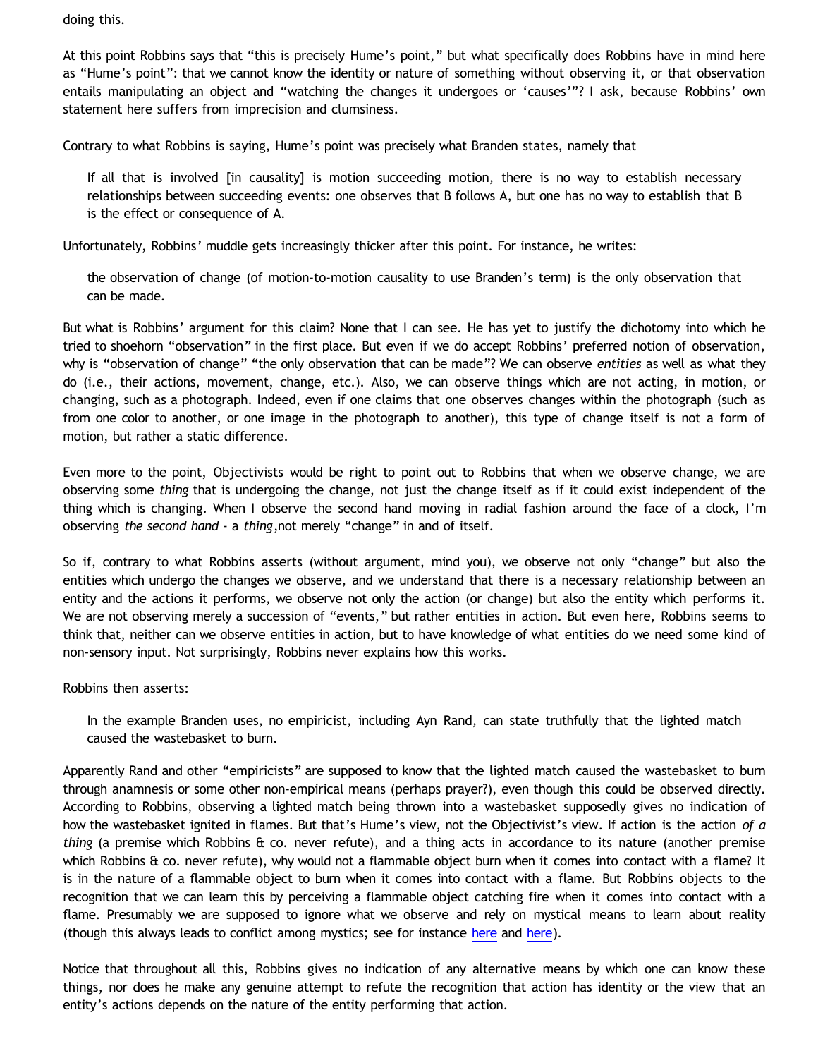doing this.

At this point Robbins says that "this is precisely Hume's point," but what specifically does Robbins have in mind here as "Hume's point": that we cannot know the identity or nature of something without observing it, or that observation entails manipulating an object and "watching the changes it undergoes or 'causes'"? I ask, because Robbins' own statement here suffers from imprecision and clumsiness.

Contrary to what Robbins is saying, Hume's point was precisely what Branden states, namely that

> If all that is involved [in causality] is motion succeeding motion, there is no way to establish necessary relationships between succeeding events: one observes that B follows A, but one has no way to establish that B is the effect or consequence of A.

Unfortunately, Robbins' muddle gets increasingly thicker after this point. For instance, he writes:

> the observation of change (of motion-to-motion causality to use Branden's term) is the only observation that can be made.

But what is Robbins' argument for this claim? None that I can see. He has yet to justify the dichotomy into which he tried to shoehorn "observation" in the first place. But even if we do accept Robbins' preferred notion of observation, why is "observation of change" "the only observation that can be made"? We can observe *entities* as well as what they do (i.e., their actions, movement, change, etc.). Also, we can observe things which are not acting, in motion, or changing, such as a photograph. Indeed, even if one claims that one observes changes within the photograph (such as from one color to another, or one image in the photograph to another), this type of change itself is not a form of motion, but rather a static difference.

Even more to the point, Objectivists would be right to point out to Robbins that when we observe change, we are observing some *thing* that is undergoing the change, not just the change itself as if it could exist independent of the thing which is changing. When I observe the second hand moving in radial fashion around the face of a clock, I'm observing *the second hand* - a *thing*,not merely "change" in and of itself.

So if, contrary to what Robbins asserts (without argument, mind you), we observe not only "change" but also the entities which undergo the changes we observe, and we understand that there is a necessary relationship between an entity and the actions it performs, we observe not only the action (or change) but also the entity which performs it. We are not observing merely a succession of "events," but rather entities in action. But even here, Robbins seems to think that, neither can we observe entities in action, but to have knowledge of what entities do we need some kind of non-sensory input. Not surprisingly, Robbins never explains how this works.

Robbins then asserts:

> In the example Branden uses, no empiricist, including Ayn Rand, can state truthfully that the lighted match caused the wastebasket to burn.

Apparently Rand and other "empiricists" are supposed to know that the lighted match caused the wastebasket to burn through anamnesis or some other non-empirical means (perhaps prayer?), even though this could be observed directly. According to Robbins, observing a lighted match being thrown into a wastebasket supposedly gives no indication of how the wastebasket ignited in flames. But that's Hume's view, not the Objectivist's view. If action is the action *of a thing* (a premise which Robbins & co. never refute), and a thing acts in accordance to its nature (another premise which Robbins & co. never refute), why would not a flammable object burn when it comes into contact with a flame? It is in the nature of a flammable object to burn when it comes into contact with a flame. But Robbins objects to the recognition that we can learn this by perceiving a flammable object catching fire when it comes into contact with a flame. Presumably we are supposed to ignore what we observe and rely on mystical means to learn about reality (though this always leads to conflict among mystics; see for instance here and here).

Notice that throughout all this, Robbins gives no indication of any alternative means by which one can know these things, nor does he make any genuine attempt to refute the recognition that action has identity or the view that an entity's actions depends on the nature of the entity performing that action.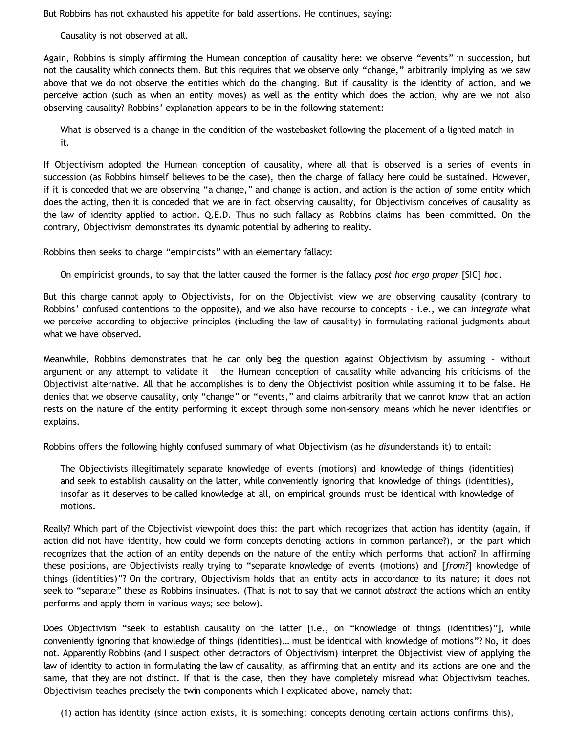But Robbins has not exhausted his appetite for bald assertions. He continues, saying:

> Causality is not observed at all.

Again, Robbins is simply affirming the Humean conception of causality here: we observe "events" in succession, but not the causality which connects them. But this requires that we observe only "change," arbitrarily implying as we saw above that we do not observe the entities which do the changing. But if causality is the identity of action, and we perceive action (such as when an entity moves) as well as the entity which does the action, why are we not also observing causality? Robbins' explanation appears to be in the following statement:

> What *is* observed is a change in the condition of the wastebasket following the placement of a lighted match in it.

If Objectivism adopted the Humean conception of causality, where all that is observed is a series of events in succession (as Robbins himself believes to be the case), then the charge of fallacy here could be sustained. However, if it is conceded that we are observing "a change," and change is action, and action is the action *of* some entity which does the acting, then it is conceded that we are in fact observing causality, for Objectivism conceives of causality as the law of identity applied to action. Q.E.D. Thus no such fallacy as Robbins claims has been committed. On the contrary, Objectivism demonstrates its dynamic potential by adhering to reality.

Robbins then seeks to charge "empiricists" with an elementary fallacy:

> On empiricist grounds, to say that the latter caused the former is the fallacy *post hoc ergo proper* [SIC] *hoc*.

But this charge cannot apply to Objectivists, for on the Objectivist view we are observing causality (contrary to Robbins' confused contentions to the opposite), and we also have recourse to concepts – i.e., we can *integrate* what we perceive according to objective principles (including the law of causality) in formulating rational judgments about what we have observed.

Meanwhile, Robbins demonstrates that he can only beg the question against Objectivism by assuming – without argument or any attempt to validate it – the Humean conception of causality while advancing his criticisms of the Objectivist alternative. All that he accomplishes is to deny the Objectivist position while assuming it to be false. He denies that we observe causality, only "change" or "events," and claims arbitrarily that we cannot know that an action rests on the nature of the entity performing it except through some non-sensory means which he never identifies or explains.

Robbins offers the following highly confused summary of what Objectivism (as he *dis*understands it) to entail:

> The Objectivists illegitimately separate knowledge of events (motions) and knowledge of things (identities) and seek to establish causality on the latter, while conveniently ignoring that knowledge of things (identities), insofar as it deserves to be called knowledge at all, on empirical grounds must be identical with knowledge of motions.

Really? Which part of the Objectivist viewpoint does this: the part which recognizes that action has identity (again, if action did not have identity, how could we form concepts denoting actions in common parlance?), or the part which recognizes that the action of an entity depends on the nature of the entity which performs that action? In affirming these positions, are Objectivists really trying to "separate knowledge of events (motions) and [*from?*] knowledge of things (identities)"? On the contrary, Objectivism holds that an entity acts in accordance to its nature; it does not seek to "separate" these as Robbins insinuates. (That is not to say that we cannot *abstract* the actions which an entity performs and apply them in various ways; see below).

Does Objectivism "seek to establish causality on the latter [i.e., on "knowledge of things (identities)"], while conveniently ignoring that knowledge of things (identities)… must be identical with knowledge of motions"? No, it does not. Apparently Robbins (and I suspect other detractors of Objectivism) interpret the Objectivist view of applying the law of identity to action in formulating the law of causality, as affirming that an entity and its actions are one and the same, that they are not distinct. If that is the case, then they have completely misread what Objectivism teaches. Objectivism teaches precisely the twin components which I explicated above, namely that:

> (1) action has identity (since action exists, it is something; concepts denoting certain actions confirms this),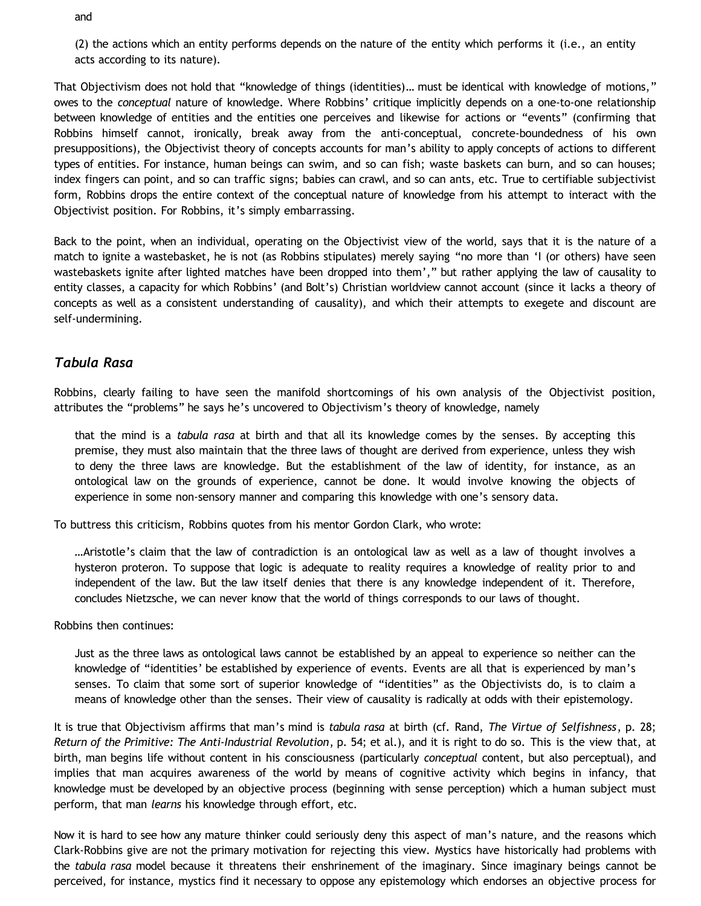and

> (2) the actions which an entity performs depends on the nature of the entity which performs it (i.e., an entity acts according to its nature).

That Objectivism does not hold that "knowledge of things (identities)… must be identical with knowledge of motions," owes to the *conceptual* nature of knowledge. Where Robbins' critique implicitly depends on a one-to-one relationship between knowledge of entities and the entities one perceives and likewise for actions or "events" (confirming that Robbins himself cannot, ironically, break away from the anti-conceptual, concrete-boundedness of his own presuppositions), the Objectivist theory of concepts accounts for man's ability to apply concepts of actions to different types of entities. For instance, human beings can swim, and so can fish; waste baskets can burn, and so can houses; index fingers can point, and so can traffic signs; babies can crawl, and so can ants, etc. True to certifiable subjectivist form, Robbins drops the entire context of the conceptual nature of knowledge from his attempt to interact with the Objectivist position. For Robbins, it's simply embarrassing.

Back to the point, when an individual, operating on the Objectivist view of the world, says that it is the nature of a match to ignite a wastebasket, he is not (as Robbins stipulates) merely saying "no more than 'I (or others) have seen wastebaskets ignite after lighted matches have been dropped into them'," but rather applying the law of causality to entity classes, a capacity for which Robbins' (and Bolt's) Christian worldview cannot account (since it lacks a theory of concepts as well as a consistent understanding of causality), and which their attempts to exegete and discount are self-undermining.

## *Tabula Rasa*

Robbins, clearly failing to have seen the manifold shortcomings of his own analysis of the Objectivist position, attributes the "problems" he says he's uncovered to Objectivism's theory of knowledge, namely

> that the mind is a *tabula rasa* at birth and that all its knowledge comes by the senses. By accepting this premise, they must also maintain that the three laws of thought are derived from experience, unless they wish to deny the three laws are knowledge. But the establishment of the law of identity, for instance, as an ontological law on the grounds of experience, cannot be done. It would involve knowing the objects of experience in some non-sensory manner and comparing this knowledge with one's sensory data.

To buttress this criticism, Robbins quotes from his mentor Gordon Clark, who wrote:

> …Aristotle's claim that the law of contradiction is an ontological law as well as a law of thought involves a hysteron proteron. To suppose that logic is adequate to reality requires a knowledge of reality prior to and independent of the law. But the law itself denies that there is any knowledge independent of it. Therefore, concludes Nietzsche, we can never know that the world of things corresponds to our laws of thought.

Robbins then continues:

> Just as the three laws as ontological laws cannot be established by an appeal to experience so neither can the knowledge of "identities' be established by experience of events. Events are all that is experienced by man's senses. To claim that some sort of superior knowledge of "identities" as the Objectivists do, is to claim a means of knowledge other than the senses. Their view of causality is radically at odds with their epistemology.

It is true that Objectivism affirms that man's mind is *tabula rasa* at birth (cf. Rand, *The Virtue of Selfishness*, p. 28; *Return of the Primitive: The Anti-Industrial Revolution*, p. 54; et al.), and it is right to do so. This is the view that, at birth, man begins life without content in his consciousness (particularly *conceptual* content, but also perceptual), and implies that man acquires awareness of the world by means of cognitive activity which begins in infancy, that knowledge must be developed by an objective process (beginning with sense perception) which a human subject must perform, that man *learns* his knowledge through effort, etc.

Now it is hard to see how any mature thinker could seriously deny this aspect of man's nature, and the reasons which Clark-Robbins give are not the primary motivation for rejecting this view. Mystics have historically had problems with the *tabula rasa* model because it threatens their enshrinement of the imaginary. Since imaginary beings cannot be perceived, for instance, mystics find it necessary to oppose any epistemology which endorses an objective process for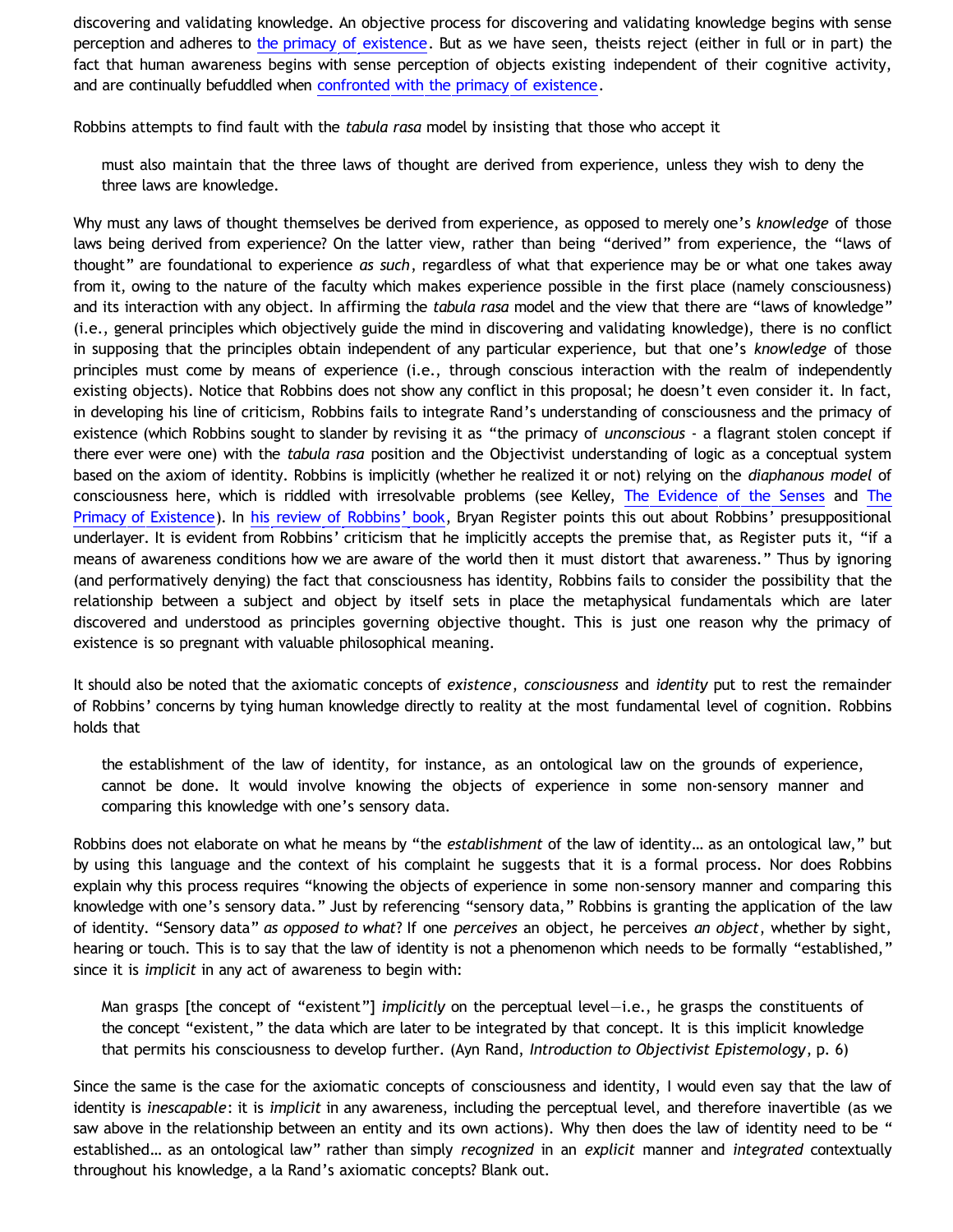discovering and validating knowledge. An objective process for discovering and validating knowledge begins with sense perception and adheres to the primacy of existence. But as we have seen, theists reject (either in full or in part) the fact that human awareness begins with sense perception of objects existing independent of their cognitive activity, and are continually befuddled when confronted with the primacy of existence.

Robbins attempts to find fault with the *tabula rasa* model by insisting that those who accept it

> must also maintain that the three laws of thought are derived from experience, unless they wish to deny the three laws are knowledge.

Why must any laws of thought themselves be derived from experience, as opposed to merely one's *knowledge* of those laws being derived from experience? On the latter view, rather than being "derived" from experience, the "laws of thought" are foundational to experience *as such*, regardless of what that experience may be or what one takes away from it, owing to the nature of the faculty which makes experience possible in the first place (namely consciousness) and its interaction with any object. In affirming the *tabula rasa* model and the view that there are "laws of knowledge" (i.e., general principles which objectively guide the mind in discovering and validating knowledge), there is no conflict in supposing that the principles obtain independent of any particular experience, but that one's *knowledge* of those principles must come by means of experience (i.e., through conscious interaction with the realm of independently existing objects). Notice that Robbins does not show any conflict in this proposal; he doesn't even consider it. In fact, in developing his line of criticism, Robbins fails to integrate Rand's understanding of consciousness and the primacy of existence (which Robbins sought to slander by revising it as "the primacy of *unconscious* - a flagrant stolen concept if there ever were one) with the *tabula rasa* position and the Objectivist understanding of logic as a conceptual system based on the axiom of identity. Robbins is implicitly (whether he realized it or not) relying on the *diaphanous model* of consciousness here, which is riddled with irresolvable problems (see Kelley, The Evidence of the Senses and The Primacy of Existence). In his review of Robbins' book, Bryan Register points this out about Robbins' presuppositional underlayer. It is evident from Robbins' criticism that he implicitly accepts the premise that, as Register puts it, "if a means of awareness conditions how we are aware of the world then it must distort that awareness." Thus by ignoring (and performatively denying) the fact that consciousness has identity, Robbins fails to consider the possibility that the relationship between a subject and object by itself sets in place the metaphysical fundamentals which are later discovered and understood as principles governing objective thought. This is just one reason why the primacy of existence is so pregnant with valuable philosophical meaning.

It should also be noted that the axiomatic concepts of *existence*, *consciousness* and *identity* put to rest the remainder of Robbins' concerns by tying human knowledge directly to reality at the most fundamental level of cognition. Robbins holds that

> the establishment of the law of identity, for instance, as an ontological law on the grounds of experience, cannot be done. It would involve knowing the objects of experience in some non-sensory manner and comparing this knowledge with one's sensory data.

Robbins does not elaborate on what he means by "the *establishment* of the law of identity… as an ontological law," but by using this language and the context of his complaint he suggests that it is a formal process. Nor does Robbins explain why this process requires "knowing the objects of experience in some non-sensory manner and comparing this knowledge with one's sensory data." Just by referencing "sensory data," Robbins is granting the application of the law of identity. "Sensory data" *as opposed to what*? If one *perceives* an object, he perceives *an object*, whether by sight, hearing or touch. This is to say that the law of identity is not a phenomenon which needs to be formally "established," since it is *implicit* in any act of awareness to begin with:

> Man grasps [the concept of "existent"] *implicitly* on the perceptual level—i.e., he grasps the constituents of the concept "existent," the data which are later to be integrated by that concept. It is this implicit knowledge that permits his consciousness to develop further. (Ayn Rand, *Introduction to Objectivist Epistemology*, p. 6)

Since the same is the case for the axiomatic concepts of consciousness and identity, I would even say that the law of identity is *inescapable*: it is *implicit* in any awareness, including the perceptual level, and therefore inavertible (as we saw above in the relationship between an entity and its own actions). Why then does the law of identity need to be "established… as an ontological law" rather than simply *recognized* in an *explicit* manner and *integrated* contextually throughout his knowledge, a la Rand's axiomatic concepts? Blank out.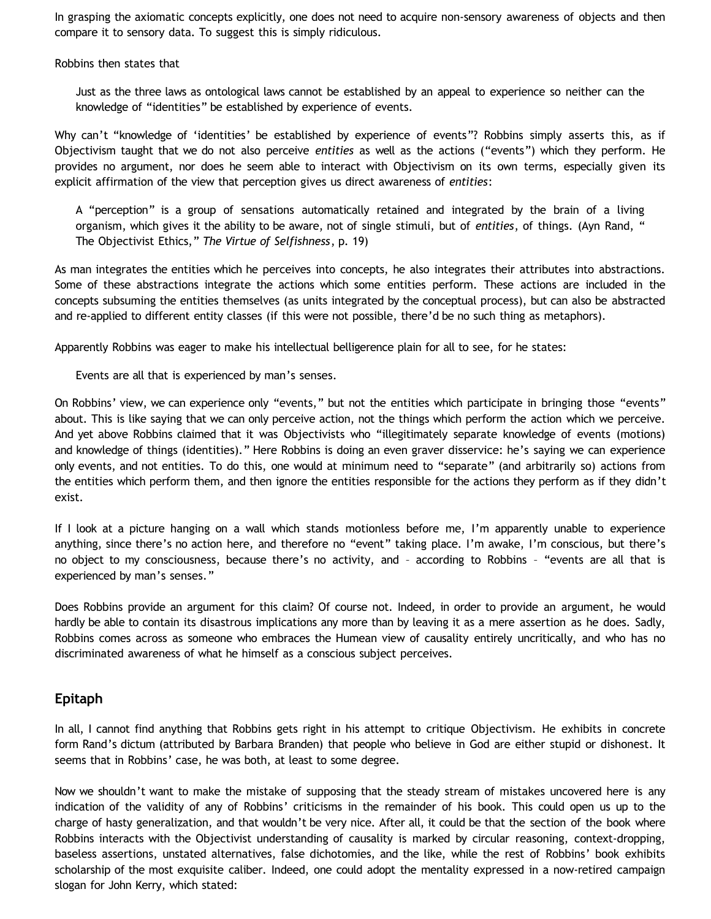In grasping the axiomatic concepts explicitly, one does not need to acquire non-sensory awareness of objects and then compare it to sensory data. To suggest this is simply ridiculous.

Robbins then states that

> Just as the three laws as ontological laws cannot be established by an appeal to experience so neither can the knowledge of "identities" be established by experience of events.

Why can't "knowledge of 'identities' be established by experience of events"? Robbins simply asserts this, as if Objectivism taught that we do not also perceive *entities* as well as the actions ("events") which they perform. He provides no argument, nor does he seem able to interact with Objectivism on its own terms, especially given its explicit affirmation of the view that perception gives us direct awareness of *entities*:

> A "perception" is a group of sensations automatically retained and integrated by the brain of a living organism, which gives it the ability to be aware, not of single stimuli, but of *entities*, of things. (Ayn Rand, " The Objectivist Ethics," *The Virtue of Selfishness*, p. 19)

As man integrates the entities which he perceives into concepts, he also integrates their attributes into abstractions. Some of these abstractions integrate the actions which some entities perform. These actions are included in the concepts subsuming the entities themselves (as units integrated by the conceptual process), but can also be abstracted and re-applied to different entity classes (if this were not possible, there'd be no such thing as metaphors).

Apparently Robbins was eager to make his intellectual belligerence plain for all to see, for he states:

> Events are all that is experienced by man's senses.

On Robbins' view, we can experience only "events," but not the entities which participate in bringing those "events" about. This is like saying that we can only perceive action, not the things which perform the action which we perceive. And yet above Robbins claimed that it was Objectivists who "illegitimately separate knowledge of events (motions) and knowledge of things (identities)." Here Robbins is doing an even graver disservice: he's saying we can experience only events, and not entities. To do this, one would at minimum need to "separate" (and arbitrarily so) actions from the entities which perform them, and then ignore the entities responsible for the actions they perform as if they didn't exist.

If I look at a picture hanging on a wall which stands motionless before me, I'm apparently unable to experience anything, since there's no action here, and therefore no "event" taking place. I'm awake, I'm conscious, but there's no object to my consciousness, because there's no activity, and – according to Robbins – "events are all that is experienced by man's senses."

Does Robbins provide an argument for this claim? Of course not. Indeed, in order to provide an argument, he would hardly be able to contain its disastrous implications any more than by leaving it as a mere assertion as he does. Sadly, Robbins comes across as someone who embraces the Humean view of causality entirely uncritically, and who has no discriminated awareness of what he himself as a conscious subject perceives.

## Epitaph

In all, I cannot find anything that Robbins gets right in his attempt to critique Objectivism. He exhibits in concrete form Rand's dictum (attributed by Barbara Branden) that people who believe in God are either stupid or dishonest. It seems that in Robbins' case, he was both, at least to some degree.

Now we shouldn't want to make the mistake of supposing that the steady stream of mistakes uncovered here is any indication of the validity of any of Robbins' criticisms in the remainder of his book. This could open us up to the charge of hasty generalization, and that wouldn't be very nice. After all, it could be that the section of the book where Robbins interacts with the Objectivist understanding of causality is marked by circular reasoning, context-dropping, baseless assertions, unstated alternatives, false dichotomies, and the like, while the rest of Robbins' book exhibits scholarship of the most exquisite caliber. Indeed, one could adopt the mentality expressed in a now-retired campaign slogan for John Kerry, which stated: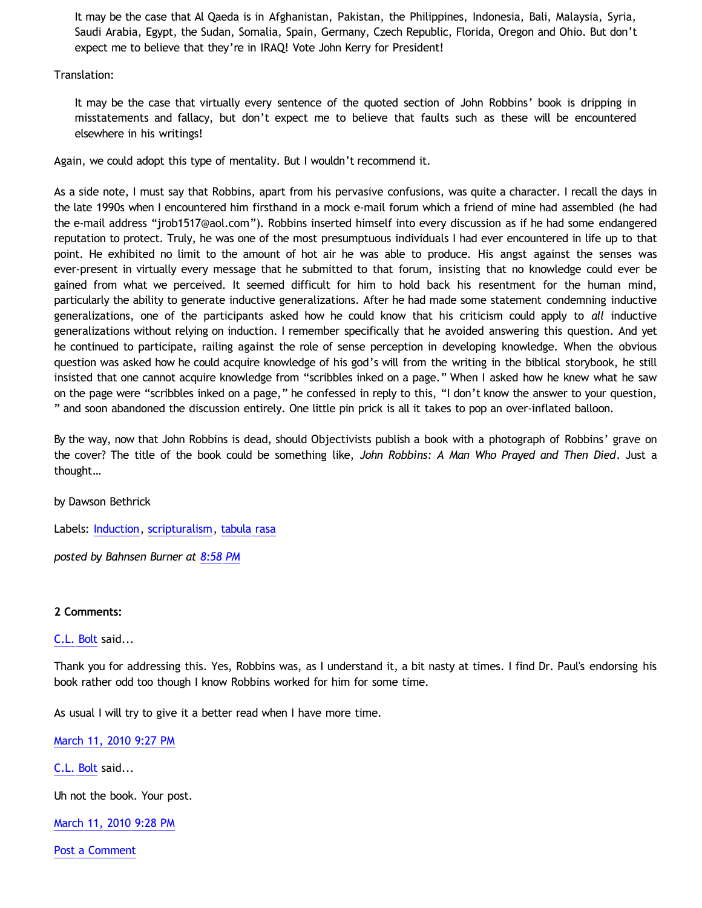> It may be the case that Al Qaeda is in Afghanistan, Pakistan, the Philippines, Indonesia, Bali, Malaysia, Syria, Saudi Arabia, Egypt, the Sudan, Somalia, Spain, Germany, Czech Republic, Florida, Oregon and Ohio. But don't expect me to believe that they're in IRAQ! Vote John Kerry for President!

Translation:

> It may be the case that virtually every sentence of the quoted section of John Robbins' book is dripping in misstatements and fallacy, but don't expect me to believe that faults such as these will be encountered elsewhere in his writings!

Again, we could adopt this type of mentality. But I wouldn't recommend it.

As a side note, I must say that Robbins, apart from his pervasive confusions, was quite a character. I recall the days in the late 1990s when I encountered him firsthand in a mock e-mail forum which a friend of mine had assembled (he had the e-mail address "jrob1517@aol.com"). Robbins inserted himself into every discussion as if he had some endangered reputation to protect. Truly, he was one of the most presumptuous individuals I had ever encountered in life up to that point. He exhibited no limit to the amount of hot air he was able to produce. His angst against the senses was ever-present in virtually every message that he submitted to that forum, insisting that no knowledge could ever be gained from what we perceived. It seemed difficult for him to hold back his resentment for the human mind, particularly the ability to generate inductive generalizations. After he had made some statement condemning inductive generalizations, one of the participants asked how he could know that his criticism could apply to *all* inductive generalizations without relying on induction. I remember specifically that he avoided answering this question. And yet he continued to participate, railing against the role of sense perception in developing knowledge. When the obvious question was asked how he could acquire knowledge of his god's will from the writing in the biblical storybook, he still insisted that one cannot acquire knowledge from "scribbles inked on a page." When I asked how he knew what he saw on the page were "scribbles inked on a page," he confessed in reply to this, "I don't know the answer to your question, " and soon abandoned the discussion entirely. One little pin prick is all it takes to pop an over-inflated balloon.

By the way, now that John Robbins is dead, should Objectivists publish a book with a photograph of Robbins' grave on the cover? The title of the book could be something like, *John Robbins: A Man Who Prayed and Then Died*. Just a thought…

by Dawson Bethrick

Labels: Induction, scripturalism, tabula rasa

*posted by Bahnsen Burner at 8:58 PM*

**2 Comments:**

C.L. Bolt said...

Thank you for addressing this. Yes, Robbins was, as I understand it, a bit nasty at times. I find Dr. Paul's endorsing his book rather odd too though I know Robbins worked for him for some time.

As usual I will try to give it a better read when I have more time.

March 11, 2010 9:27 PM

C.L. Bolt said...

Uh not the book. Your post.

March 11, 2010 9:28 PM

Post a Comment